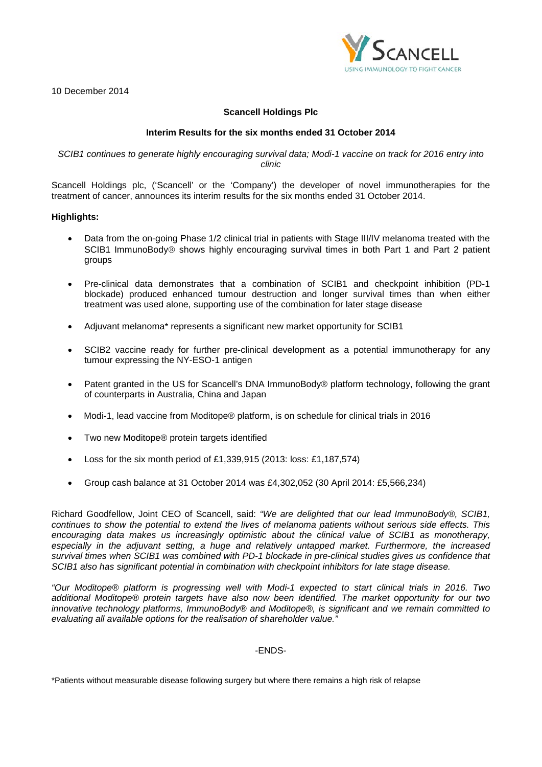10 December 2014

**Scancell Holdings Plc**

**Interim Results for the six months ended 31 October 2014**

*SCIB1 continues to generate highly encouraging survival data; Modi-1 vaccine on track for 2016 entry into clinic*

Scancell Holdings plc, ('Scancell' or the 'Company') the developer of novel immunotherapies for the treatment of cancer, announces its interim results for the six months ended 31 October 2014.

**Highlights:**

- Data from the on-going Phase 1/2 clinical trial in patients with Stage III/IV melanoma treated with the SCIB1 ImmunoBody® shows highly encouraging survival times in both Part 1 and Part 2 patient groups
- Pre-clinical data demonstrates that a combination of SCIB1 and checkpoint inhibition (PD-1 blockade) produced enhanced tumour destruction and longer survival times than when either treatment was used alone, supporting use of the combination for later stage disease
- Adjuvant melanoma* represents a significant new market opportunity for SCIB1
- SCIB2 vaccine ready for further pre-clinical development as a potential immunotherapy for any tumour expressing the NY-ESO-1 antigen
- Patent granted in the US for Scancell's DNA ImmunoBody® platform technology, following the grant of counterparts in Australia, China and Japan
- Modi-1, lead vaccine from Moditope® platform, is on schedule for clinical trials in 2016
- Two new Moditope® protein targets identified
- Loss for the six month period of £1,339,915 (2013: loss: £1,187,574)
- Group cash balance at 31 October 2014 was £4,302,052 (30 April 2014: £5,566,234)

Richard Goodfellow, Joint CEO of Scancell, said: *"We are delighted that our lead ImmunoBody®, SCIB1, continues to show the potential to extend the lives of melanoma patients without serious side effects. This encouraging data makes us increasingly optimistic about the clinical value of SCIB1 as monotherapy, especially in the adjuvant setting, a huge and relatively untapped market. Furthermore, the increased survival times when SCIB1 was combined with PD-1 blockade in pre-clinical studies gives us confidence that SCIB1 also has significant potential in combination with checkpoint inhibitors for late stage disease.*

*"Our Moditope® platform is progressing well with Modi-1 expected to start clinical trials in 2016. Two additional Moditope® protein targets have also now been identified. The market opportunity for our two innovative technology platforms, ImmunoBody® and Moditope®, is significant and we remain committed to evaluating all available options for the realisation of shareholder value."*

-ENDS-

*Patients without measurable disease following surgery but where there remains a high risk of relapse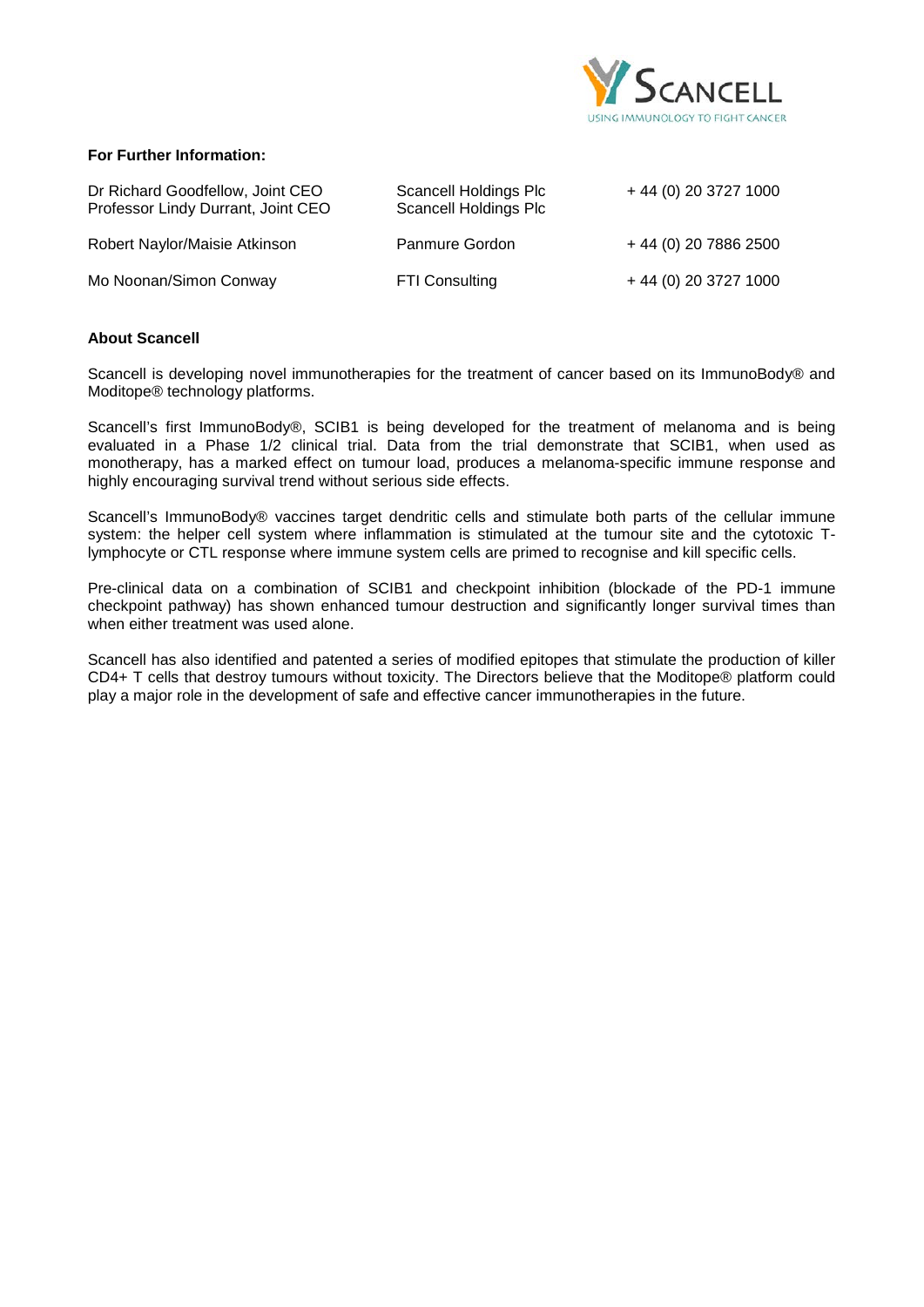**For Further Information:**

| | | |
|---|---|---|
| Dr Richard Goodfellow, Joint CEO<br>Professor Lindy Durrant, Joint CEO | Scancell Holdings Plc<br>Scancell Holdings Plc | + 44 (0) 20 3727 1000 |
| Robert Naylor/Maisie Atkinson | Panmure Gordon | + 44 (0) 20 7886 2500 |
| Mo Noonan/Simon Conway | FTI Consulting | + 44 (0) 20 3727 1000 |

**About Scancell**

Scancell is developing novel immunotherapies for the treatment of cancer based on its ImmunoBody® and Moditope® technology platforms.

Scancell's first ImmunoBody®, SCIB1 is being developed for the treatment of melanoma and is being evaluated in a Phase 1/2 clinical trial. Data from the trial demonstrate that SCIB1, when used as monotherapy, has a marked effect on tumour load, produces a melanoma-specific immune response and highly encouraging survival trend without serious side effects.

Scancell's ImmunoBody® vaccines target dendritic cells and stimulate both parts of the cellular immune system: the helper cell system where inflammation is stimulated at the tumour site and the cytotoxic T-lymphocyte or CTL response where immune system cells are primed to recognise and kill specific cells.

Pre-clinical data on a combination of SCIB1 and checkpoint inhibition (blockade of the PD-1 immune checkpoint pathway) has shown enhanced tumour destruction and significantly longer survival times than when either treatment was used alone.

Scancell has also identified and patented a series of modified epitopes that stimulate the production of killer CD4+ T cells that destroy tumours without toxicity. The Directors believe that the Moditope® platform could play a major role in the development of safe and effective cancer immunotherapies in the future.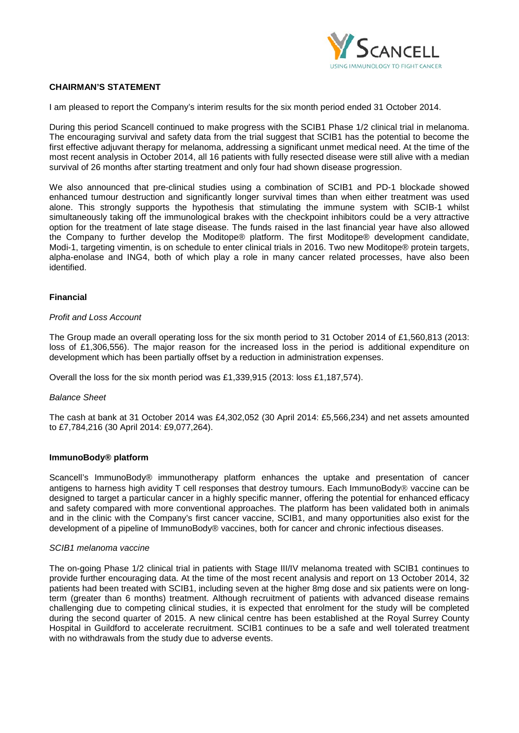## CHAIRMAN'S STATEMENT

I am pleased to report the Company's interim results for the six month period ended 31 October 2014.

During this period Scancell continued to make progress with the SCIB1 Phase 1/2 clinical trial in melanoma. The encouraging survival and safety data from the trial suggest that SCIB1 has the potential to become the first effective adjuvant therapy for melanoma, addressing a significant unmet medical need. At the time of the most recent analysis in October 2014, all 16 patients with fully resected disease were still alive with a median survival of 26 months after starting treatment and only four had shown disease progression.

We also announced that pre-clinical studies using a combination of SCIB1 and PD-1 blockade showed enhanced tumour destruction and significantly longer survival times than when either treatment was used alone. This strongly supports the hypothesis that stimulating the immune system with SCIB-1 whilst simultaneously taking off the immunological brakes with the checkpoint inhibitors could be a very attractive option for the treatment of late stage disease. The funds raised in the last financial year have also allowed the Company to further develop the Moditope® platform. The first Moditope® development candidate, Modi-1, targeting vimentin, is on schedule to enter clinical trials in 2016. Two new Moditope® protein targets, alpha-enolase and ING4, both of which play a role in many cancer related processes, have also been identified.

### Financial

*Profit and Loss Account*

The Group made an overall operating loss for the six month period to 31 October 2014 of £1,560,813 (2013: loss of £1,306,556). The major reason for the increased loss in the period is additional expenditure on development which has been partially offset by a reduction in administration expenses.

Overall the loss for the six month period was £1,339,915 (2013: loss £1,187,574).

*Balance Sheet*

The cash at bank at 31 October 2014 was £4,302,052 (30 April 2014: £5,566,234) and net assets amounted to £7,784,216 (30 April 2014: £9,077,264).

### ImmunoBody® platform

Scancell's ImmunoBody® immunotherapy platform enhances the uptake and presentation of cancer antigens to harness high avidity T cell responses that destroy tumours. Each ImmunoBody® vaccine can be designed to target a particular cancer in a highly specific manner, offering the potential for enhanced efficacy and safety compared with more conventional approaches. The platform has been validated both in animals and in the clinic with the Company's first cancer vaccine, SCIB1, and many opportunities also exist for the development of a pipeline of ImmunoBody® vaccines, both for cancer and chronic infectious diseases.

*SCIB1 melanoma vaccine*

The on-going Phase 1/2 clinical trial in patients with Stage III/IV melanoma treated with SCIB1 continues to provide further encouraging data. At the time of the most recent analysis and report on 13 October 2014, 32 patients had been treated with SCIB1, including seven at the higher 8mg dose and six patients were on long-term (greater than 6 months) treatment. Although recruitment of patients with advanced disease remains challenging due to competing clinical studies, it is expected that enrolment for the study will be completed during the second quarter of 2015. A new clinical centre has been established at the Royal Surrey County Hospital in Guildford to accelerate recruitment. SCIB1 continues to be a safe and well tolerated treatment with no withdrawals from the study due to adverse events.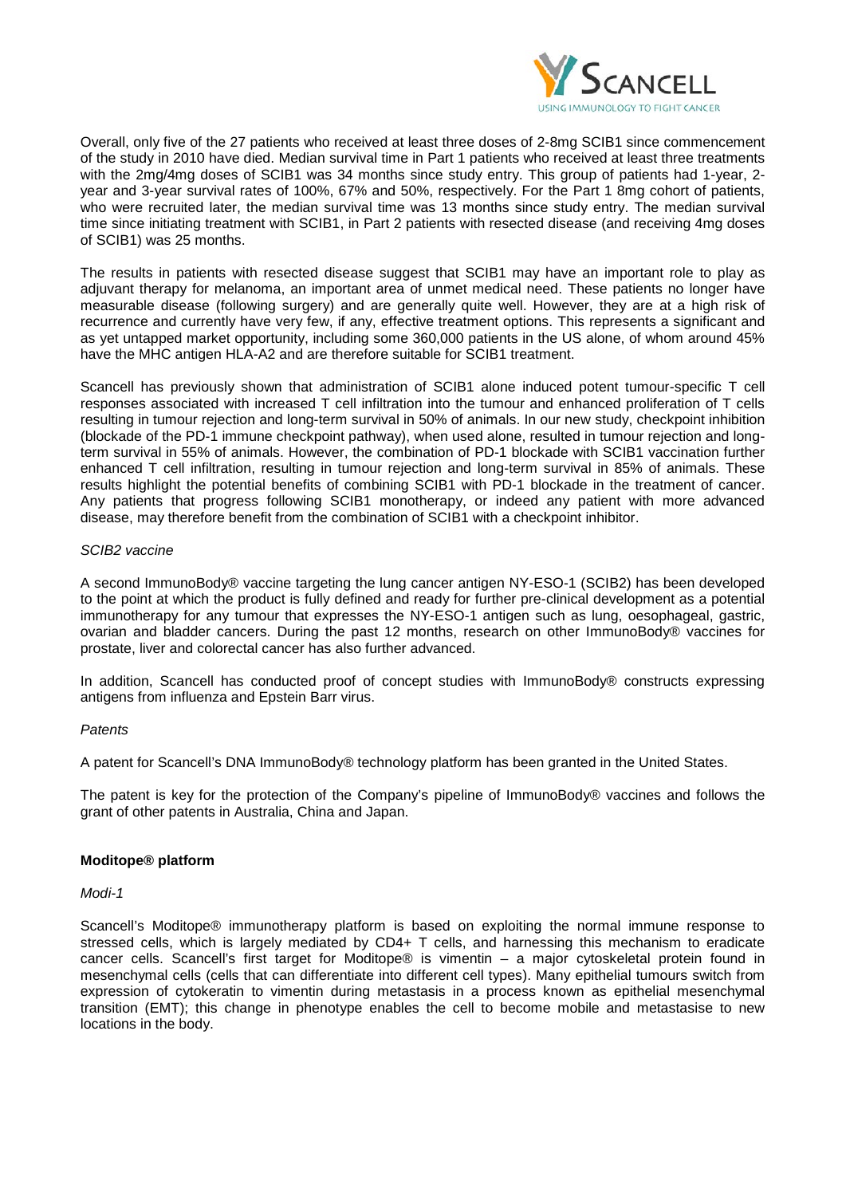Overall, only five of the 27 patients who received at least three doses of 2-8mg SCIB1 since commencement of the study in 2010 have died. Median survival time in Part 1 patients who received at least three treatments with the 2mg/4mg doses of SCIB1 was 34 months since study entry. This group of patients had 1-year, 2-year and 3-year survival rates of 100%, 67% and 50%, respectively. For the Part 1 8mg cohort of patients, who were recruited later, the median survival time was 13 months since study entry. The median survival time since initiating treatment with SCIB1, in Part 2 patients with resected disease (and receiving 4mg doses of SCIB1) was 25 months.

The results in patients with resected disease suggest that SCIB1 may have an important role to play as adjuvant therapy for melanoma, an important area of unmet medical need. These patients no longer have measurable disease (following surgery) and are generally quite well. However, they are at a high risk of recurrence and currently have very few, if any, effective treatment options. This represents a significant and as yet untapped market opportunity, including some 360,000 patients in the US alone, of whom around 45% have the MHC antigen HLA-A2 and are therefore suitable for SCIB1 treatment.

Scancell has previously shown that administration of SCIB1 alone induced potent tumour-specific T cell responses associated with increased T cell infiltration into the tumour and enhanced proliferation of T cells resulting in tumour rejection and long-term survival in 50% of animals. In our new study, checkpoint inhibition (blockade of the PD-1 immune checkpoint pathway), when used alone, resulted in tumour rejection and long-term survival in 55% of animals. However, the combination of PD-1 blockade with SCIB1 vaccination further enhanced T cell infiltration, resulting in tumour rejection and long-term survival in 85% of animals. These results highlight the potential benefits of combining SCIB1 with PD-1 blockade in the treatment of cancer. Any patients that progress following SCIB1 monotherapy, or indeed any patient with more advanced disease, may therefore benefit from the combination of SCIB1 with a checkpoint inhibitor.

*SCIB2 vaccine*

A second ImmunoBody® vaccine targeting the lung cancer antigen NY-ESO-1 (SCIB2) has been developed to the point at which the product is fully defined and ready for further pre-clinical development as a potential immunotherapy for any tumour that expresses the NY-ESO-1 antigen such as lung, oesophageal, gastric, ovarian and bladder cancers. During the past 12 months, research on other ImmunoBody® vaccines for prostate, liver and colorectal cancer has also further advanced.

In addition, Scancell has conducted proof of concept studies with ImmunoBody® constructs expressing antigens from influenza and Epstein Barr virus.

*Patents*

A patent for Scancell's DNA ImmunoBody® technology platform has been granted in the United States.

The patent is key for the protection of the Company's pipeline of ImmunoBody® vaccines and follows the grant of other patents in Australia, China and Japan.

**Moditope® platform**

*Modi-1*

Scancell's Moditope® immunotherapy platform is based on exploiting the normal immune response to stressed cells, which is largely mediated by CD4+ T cells, and harnessing this mechanism to eradicate cancer cells. Scancell's first target for Moditope® is vimentin – a major cytoskeletal protein found in mesenchymal cells (cells that can differentiate into different cell types). Many epithelial tumours switch from expression of cytokeratin to vimentin during metastasis in a process known as epithelial mesenchymal transition (EMT); this change in phenotype enables the cell to become mobile and metastasise to new locations in the body.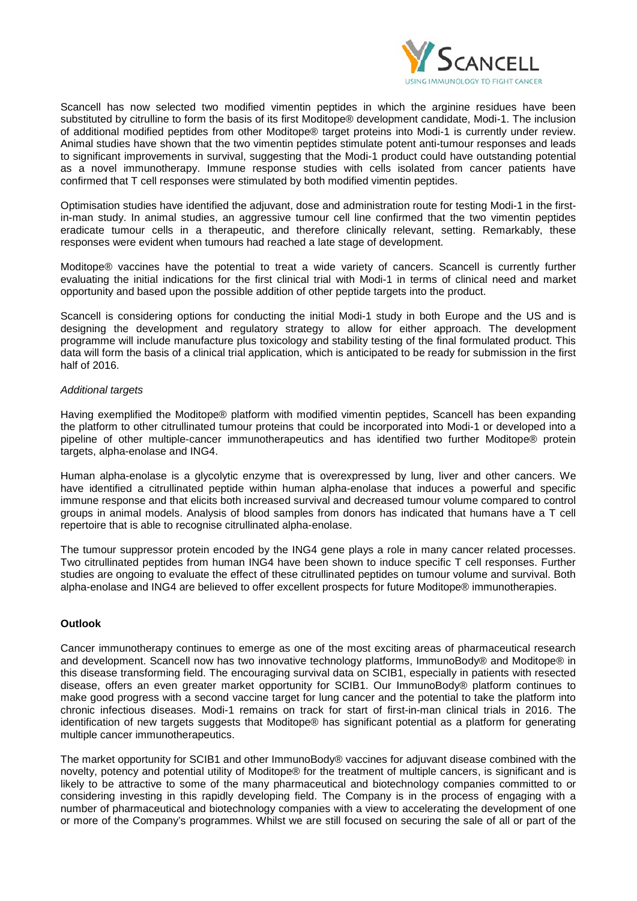Scancell has now selected two modified vimentin peptides in which the arginine residues have been substituted by citrulline to form the basis of its first Moditope® development candidate, Modi-1. The inclusion of additional modified peptides from other Moditope® target proteins into Modi-1 is currently under review. Animal studies have shown that the two vimentin peptides stimulate potent anti-tumour responses and leads to significant improvements in survival, suggesting that the Modi-1 product could have outstanding potential as a novel immunotherapy. Immune response studies with cells isolated from cancer patients have confirmed that T cell responses were stimulated by both modified vimentin peptides.

Optimisation studies have identified the adjuvant, dose and administration route for testing Modi-1 in the first-in-man study. In animal studies, an aggressive tumour cell line confirmed that the two vimentin peptides eradicate tumour cells in a therapeutic, and therefore clinically relevant, setting. Remarkably, these responses were evident when tumours had reached a late stage of development.

Moditope® vaccines have the potential to treat a wide variety of cancers. Scancell is currently further evaluating the initial indications for the first clinical trial with Modi-1 in terms of clinical need and market opportunity and based upon the possible addition of other peptide targets into the product.

Scancell is considering options for conducting the initial Modi-1 study in both Europe and the US and is designing the development and regulatory strategy to allow for either approach. The development programme will include manufacture plus toxicology and stability testing of the final formulated product. This data will form the basis of a clinical trial application, which is anticipated to be ready for submission in the first half of 2016.

*Additional targets*

Having exemplified the Moditope® platform with modified vimentin peptides, Scancell has been expanding the platform to other citrullinated tumour proteins that could be incorporated into Modi-1 or developed into a pipeline of other multiple-cancer immunotherapeutics and has identified two further Moditope® protein targets, alpha-enolase and ING4.

Human alpha-enolase is a glycolytic enzyme that is overexpressed by lung, liver and other cancers. We have identified a citrullinated peptide within human alpha-enolase that induces a powerful and specific immune response and that elicits both increased survival and decreased tumour volume compared to control groups in animal models. Analysis of blood samples from donors has indicated that humans have a T cell repertoire that is able to recognise citrullinated alpha-enolase.

The tumour suppressor protein encoded by the ING4 gene plays a role in many cancer related processes. Two citrullinated peptides from human ING4 have been shown to induce specific T cell responses. Further studies are ongoing to evaluate the effect of these citrullinated peptides on tumour volume and survival. Both alpha-enolase and ING4 are believed to offer excellent prospects for future Moditope® immunotherapies.

**Outlook**

Cancer immunotherapy continues to emerge as one of the most exciting areas of pharmaceutical research and development. Scancell now has two innovative technology platforms, ImmunoBody® and Moditope® in this disease transforming field. The encouraging survival data on SCIB1, especially in patients with resected disease, offers an even greater market opportunity for SCIB1. Our ImmunoBody® platform continues to make good progress with a second vaccine target for lung cancer and the potential to take the platform into chronic infectious diseases. Modi-1 remains on track for start of first-in-man clinical trials in 2016. The identification of new targets suggests that Moditope® has significant potential as a platform for generating multiple cancer immunotherapeutics.

The market opportunity for SCIB1 and other ImmunoBody® vaccines for adjuvant disease combined with the novelty, potency and potential utility of Moditope® for the treatment of multiple cancers, is significant and is likely to be attractive to some of the many pharmaceutical and biotechnology companies committed to or considering investing in this rapidly developing field. The Company is in the process of engaging with a number of pharmaceutical and biotechnology companies with a view to accelerating the development of one or more of the Company's programmes. Whilst we are still focused on securing the sale of all or part of the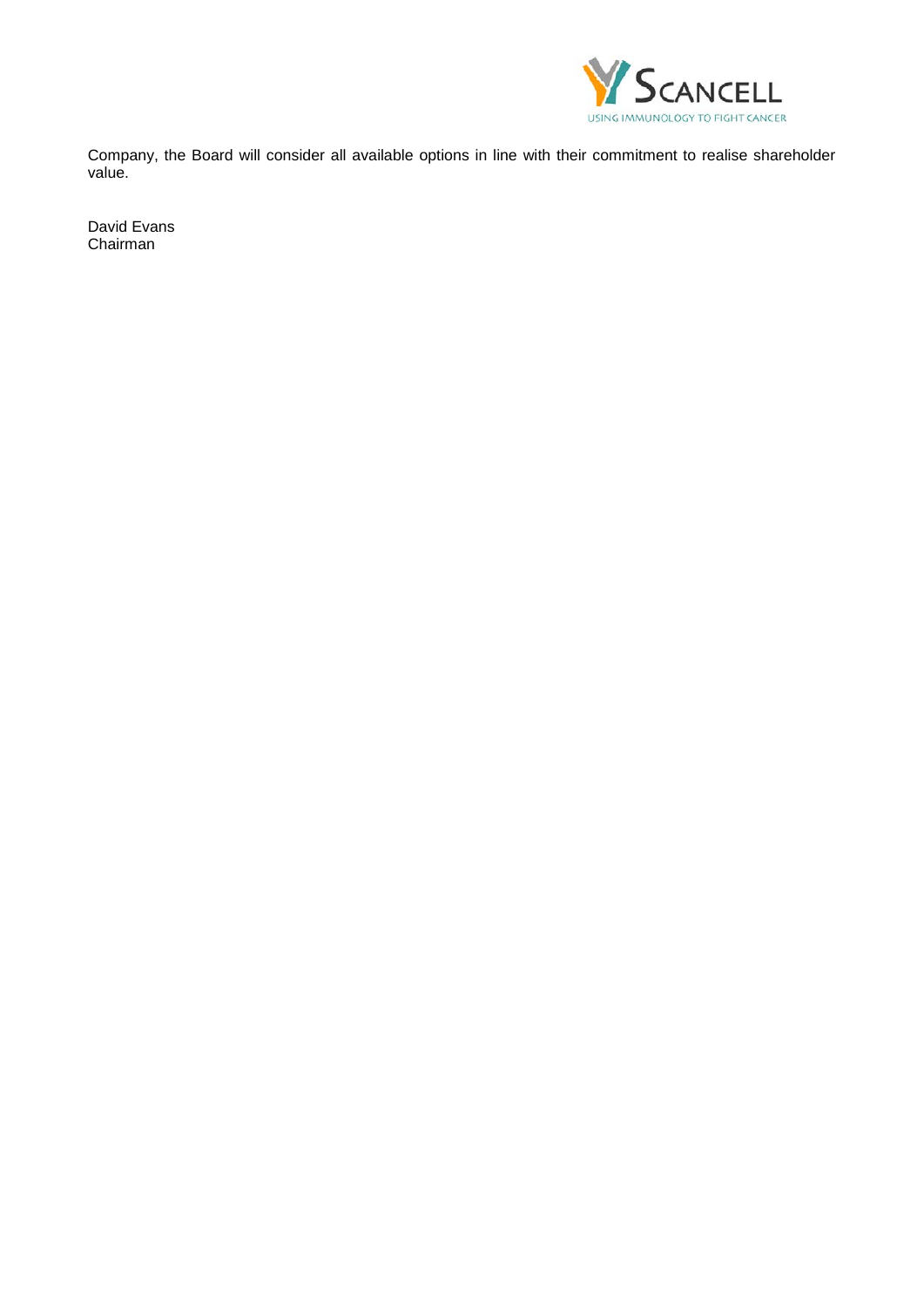Company, the Board will consider all available options in line with their commitment to realise shareholder value.

David Evans
Chairman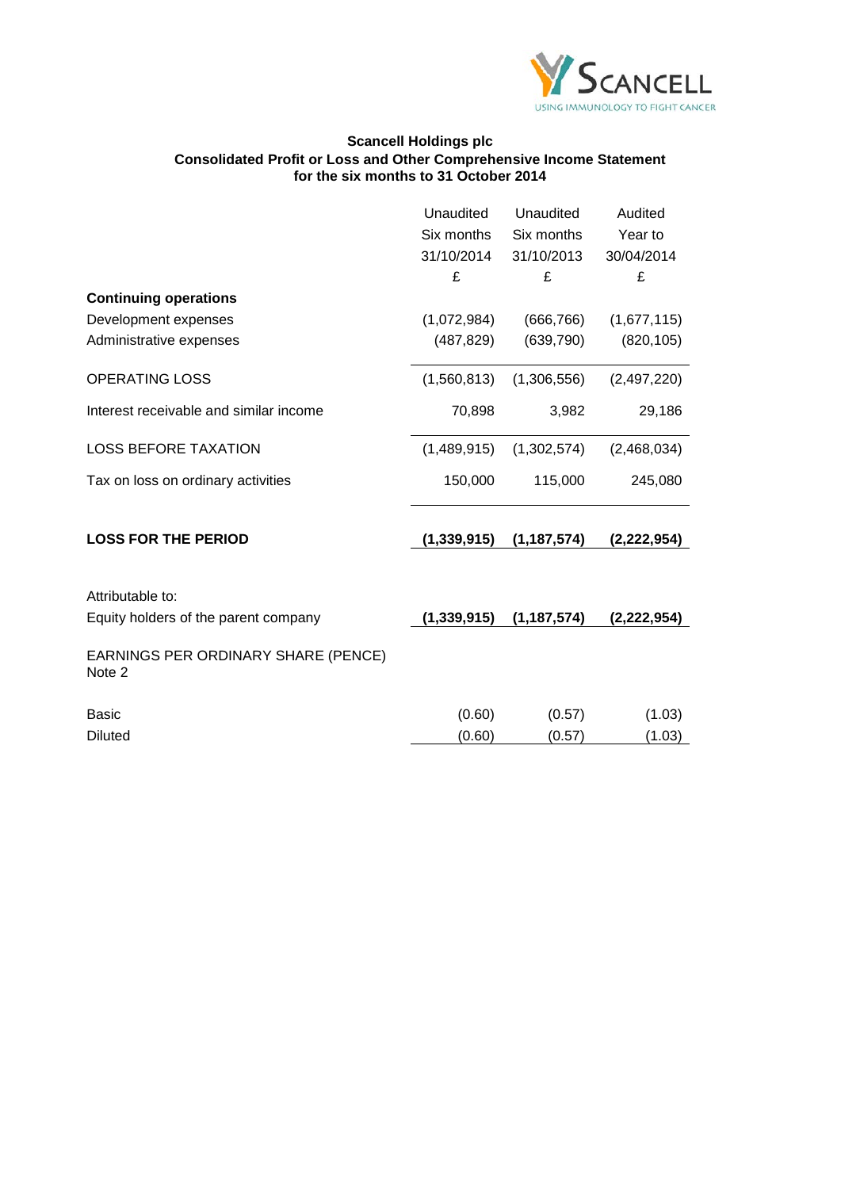**Scancell Holdings plc**
**Consolidated Profit or Loss and Other Comprehensive Income Statement**
**for the six months to 31 October 2014**

| | Unaudited Six months 31/10/2014 £ | Unaudited Six months 31/10/2013 £ | Audited Year to 30/04/2014 £ |
|---|---|---|---|
| **Continuing operations** | | | |
| Development expenses | (1,072,984) | (666,766) | (1,677,115) |
| Administrative expenses | (487,829) | (639,790) | (820,105) |
| OPERATING LOSS | (1,560,813) | (1,306,556) | (2,497,220) |
| Interest receivable and similar income | 70,898 | 3,982 | 29,186 |
| LOSS BEFORE TAXATION | (1,489,915) | (1,302,574) | (2,468,034) |
| Tax on loss on ordinary activities | 150,000 | 115,000 | 245,080 |
| **LOSS FOR THE PERIOD** | **(1,339,915)** | **(1,187,574)** | **(2,222,954)** |
| Attributable to: | | | |
| Equity holders of the parent company | **(1,339,915)** | **(1,187,574)** | **(2,222,954)** |
| EARNINGS PER ORDINARY SHARE (PENCE) Note 2 | | | |
| Basic | (0.60) | (0.57) | (1.03) |
| Diluted | (0.60) | (0.57) | (1.03) |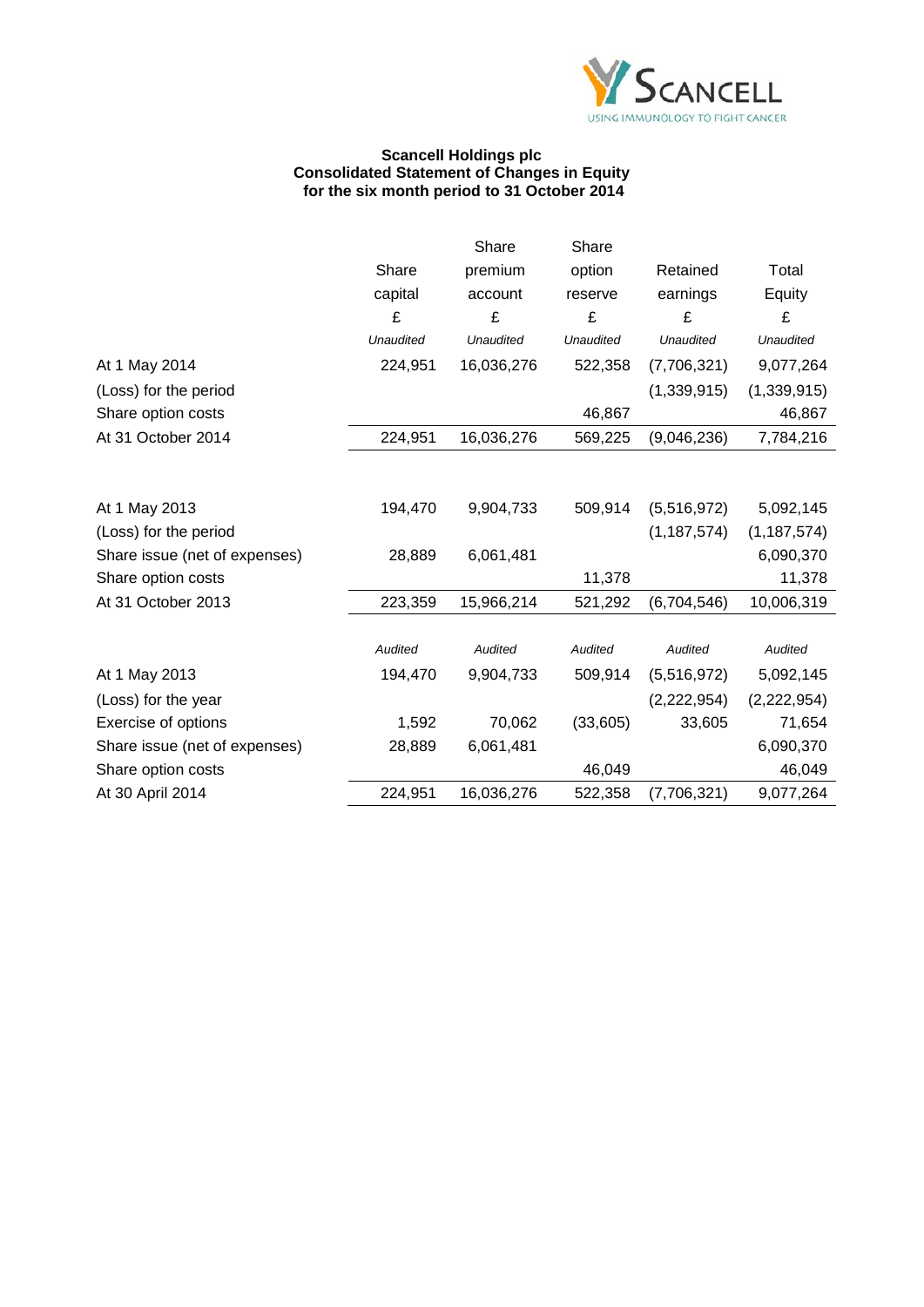**Scancell Holdings plc**
**Consolidated Statement of Changes in Equity**
**for the six month period to 31 October 2014**

| | Share capital | Share premium account | Share option reserve | Retained earnings | Total Equity |
|---|---|---|---|---|---|
| | £ | £ | £ | £ | £ |
| | *Unaudited* | *Unaudited* | *Unaudited* | *Unaudited* | *Unaudited* |
| At 1 May 2014 | 224,951 | 16,036,276 | 522,358 | (7,706,321) | 9,077,264 |
| (Loss) for the period | | | | (1,339,915) | (1,339,915) |
| Share option costs | | | 46,867 | | 46,867 |
| At 31 October 2014 | 224,951 | 16,036,276 | 569,225 | (9,046,236) | 7,784,216 |
| | | | | | |
| At 1 May 2013 | 194,470 | 9,904,733 | 509,914 | (5,516,972) | 5,092,145 |
| (Loss) for the period | | | | (1,187,574) | (1,187,574) |
| Share issue (net of expenses) | 28,889 | 6,061,481 | | | 6,090,370 |
| Share option costs | | | 11,378 | | 11,378 |
| At 31 October 2013 | 223,359 | 15,966,214 | 521,292 | (6,704,546) | 10,006,319 |
| | | | | | |
| | *Audited* | *Audited* | *Audited* | *Audited* | *Audited* |
| At 1 May 2013 | 194,470 | 9,904,733 | 509,914 | (5,516,972) | 5,092,145 |
| (Loss) for the year | | | | (2,222,954) | (2,222,954) |
| Exercise of options | 1,592 | 70,062 | (33,605) | 33,605 | 71,654 |
| Share issue (net of expenses) | 28,889 | 6,061,481 | | | 6,090,370 |
| Share option costs | | | 46,049 | | 46,049 |
| At 30 April 2014 | 224,951 | 16,036,276 | 522,358 | (7,706,321) | 9,077,264 |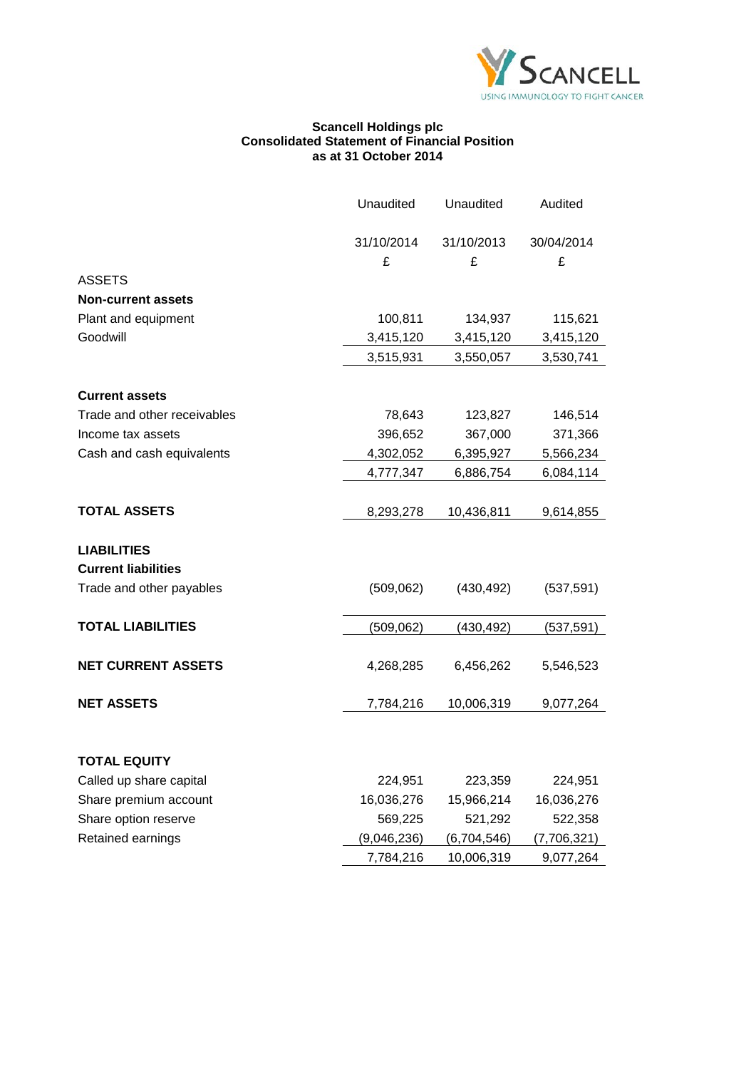**Scancell Holdings plc**
**Consolidated Statement of Financial Position**
**as at 31 October 2014**

| | Unaudited | Unaudited | Audited |
|---|---|---|---|
| | 31/10/2014 | 31/10/2013 | 30/04/2014 |
| | £ | £ | £ |
| ASSETS | | | |
| **Non-current assets** | | | |
| Plant and equipment | 100,811 | 134,937 | 115,621 |
| Goodwill | 3,415,120 | 3,415,120 | 3,415,120 |
| | 3,515,931 | 3,550,057 | 3,530,741 |
| **Current assets** | | | |
| Trade and other receivables | 78,643 | 123,827 | 146,514 |
| Income tax assets | 396,652 | 367,000 | 371,366 |
| Cash and cash equivalents | 4,302,052 | 6,395,927 | 5,566,234 |
| | 4,777,347 | 6,886,754 | 6,084,114 |
| **TOTAL ASSETS** | 8,293,278 | 10,436,811 | 9,614,855 |
| **LIABILITIES** | | | |
| **Current liabilities** | | | |
| Trade and other payables | (509,062) | (430,492) | (537,591) |
| **TOTAL LIABILITIES** | (509,062) | (430,492) | (537,591) |
| **NET CURRENT ASSETS** | 4,268,285 | 6,456,262 | 5,546,523 |
| **NET ASSETS** | 7,784,216 | 10,006,319 | 9,077,264 |
| **TOTAL EQUITY** | | | |
| Called up share capital | 224,951 | 223,359 | 224,951 |
| Share premium account | 16,036,276 | 15,966,214 | 16,036,276 |
| Share option reserve | 569,225 | 521,292 | 522,358 |
| Retained earnings | (9,046,236) | (6,704,546) | (7,706,321) |
| | 7,784,216 | 10,006,319 | 9,077,264 |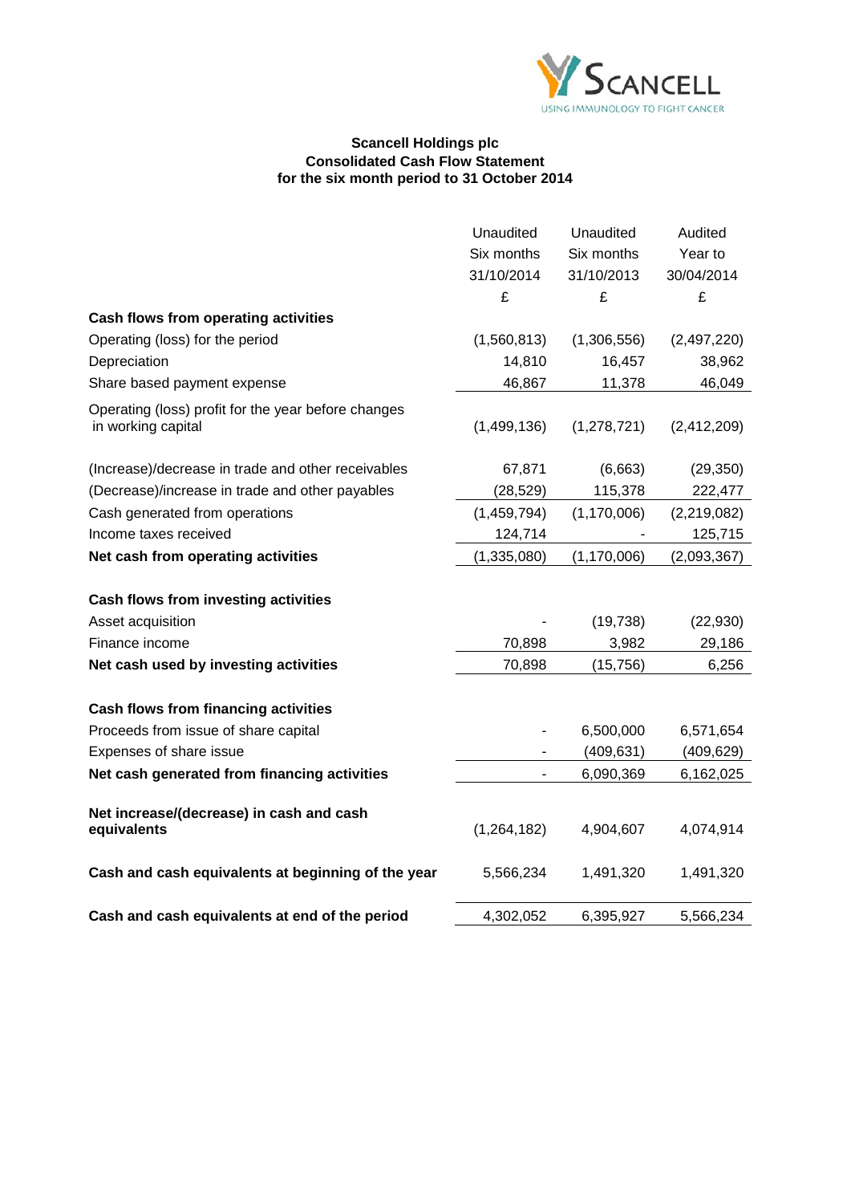**Scancell Holdings plc**
**Consolidated Cash Flow Statement**
**for the six month period to 31 October 2014**

| | Unaudited Six months 31/10/2014 £ | Unaudited Six months 31/10/2013 £ | Audited Year to 30/04/2014 £ |
|---|---|---|---|
| **Cash flows from operating activities** | | | |
| Operating (loss) for the period | (1,560,813) | (1,306,556) | (2,497,220) |
| Depreciation | 14,810 | 16,457 | 38,962 |
| Share based payment expense | 46,867 | 11,378 | 46,049 |
| Operating (loss) profit for the year before changes in working capital | (1,499,136) | (1,278,721) | (2,412,209) |
| (Increase)/decrease in trade and other receivables | 67,871 | (6,663) | (29,350) |
| (Decrease)/increase in trade and other payables | (28,529) | 115,378 | 222,477 |
| Cash generated from operations | (1,459,794) | (1,170,006) | (2,219,082) |
| Income taxes received | 124,714 | - | 125,715 |
| **Net cash from operating activities** | (1,335,080) | (1,170,006) | (2,093,367) |
| **Cash flows from investing activities** | | | |
| Asset acquisition | - | (19,738) | (22,930) |
| Finance income | 70,898 | 3,982 | 29,186 |
| **Net cash used by investing activities** | 70,898 | (15,756) | 6,256 |
| **Cash flows from financing activities** | | | |
| Proceeds from issue of share capital | - | 6,500,000 | 6,571,654 |
| Expenses of share issue | - | (409,631) | (409,629) |
| **Net cash generated from financing activities** | - | 6,090,369 | 6,162,025 |
| **Net increase/(decrease) in cash and cash equivalents** | (1,264,182) | 4,904,607 | 4,074,914 |
| **Cash and cash equivalents at beginning of the year** | 5,566,234 | 1,491,320 | 1,491,320 |
| **Cash and cash equivalents at end of the period** | 4,302,052 | 6,395,927 | 5,566,234 |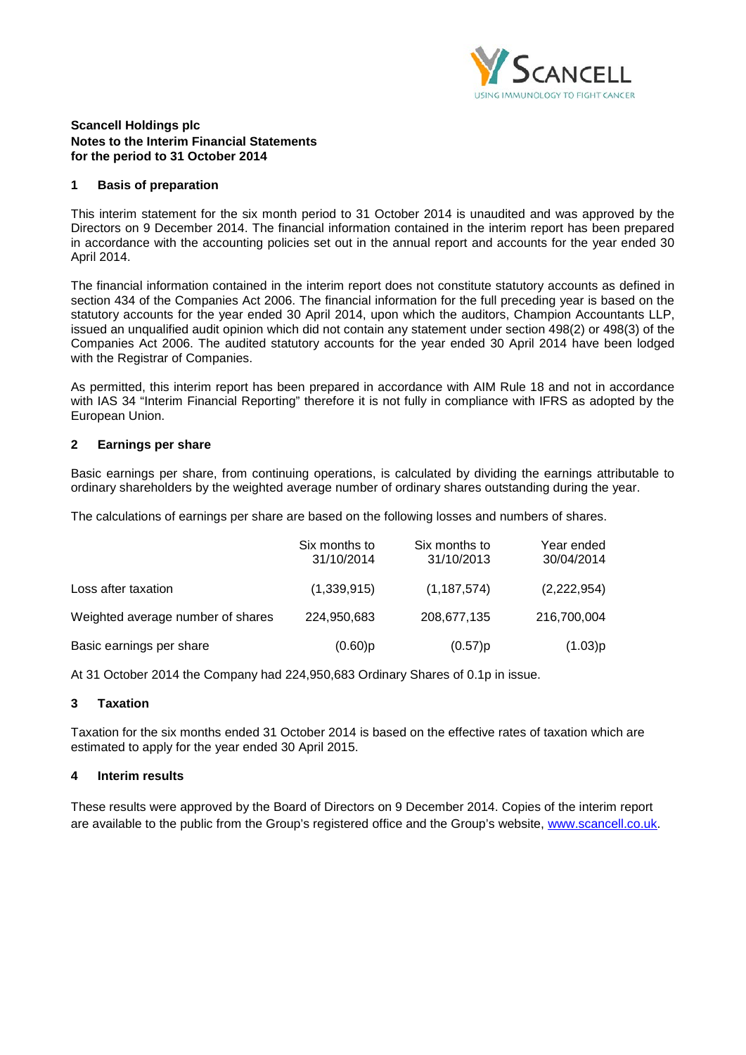**Scancell Holdings plc**
**Notes to the Interim Financial Statements**
**for the period to 31 October 2014**

## 1 Basis of preparation

This interim statement for the six month period to 31 October 2014 is unaudited and was approved by the Directors on 9 December 2014. The financial information contained in the interim report has been prepared in accordance with the accounting policies set out in the annual report and accounts for the year ended 30 April 2014.

The financial information contained in the interim report does not constitute statutory accounts as defined in section 434 of the Companies Act 2006. The financial information for the full preceding year is based on the statutory accounts for the year ended 30 April 2014, upon which the auditors, Champion Accountants LLP, issued an unqualified audit opinion which did not contain any statement under section 498(2) or 498(3) of the Companies Act 2006. The audited statutory accounts for the year ended 30 April 2014 have been lodged with the Registrar of Companies.

As permitted, this interim report has been prepared in accordance with AIM Rule 18 and not in accordance with IAS 34 "Interim Financial Reporting" therefore it is not fully in compliance with IFRS as adopted by the European Union.

## 2 Earnings per share

Basic earnings per share, from continuing operations, is calculated by dividing the earnings attributable to ordinary shareholders by the weighted average number of ordinary shares outstanding during the year.

The calculations of earnings per share are based on the following losses and numbers of shares.

| | Six months to 31/10/2014 | Six months to 31/10/2013 | Year ended 30/04/2014 |
|---|---|---|---|
| Loss after taxation | (1,339,915) | (1,187,574) | (2,222,954) |
| Weighted average number of shares | 224,950,683 | 208,677,135 | 216,700,004 |
| Basic earnings per share | (0.60)p | (0.57)p | (1.03)p |

At 31 October 2014 the Company had 224,950,683 Ordinary Shares of 0.1p in issue.

## 3 Taxation

Taxation for the six months ended 31 October 2014 is based on the effective rates of taxation which are estimated to apply for the year ended 30 April 2015.

## 4 Interim results

These results were approved by the Board of Directors on 9 December 2014. Copies of the interim report are available to the public from the Group's registered office and the Group's website, www.scancell.co.uk.